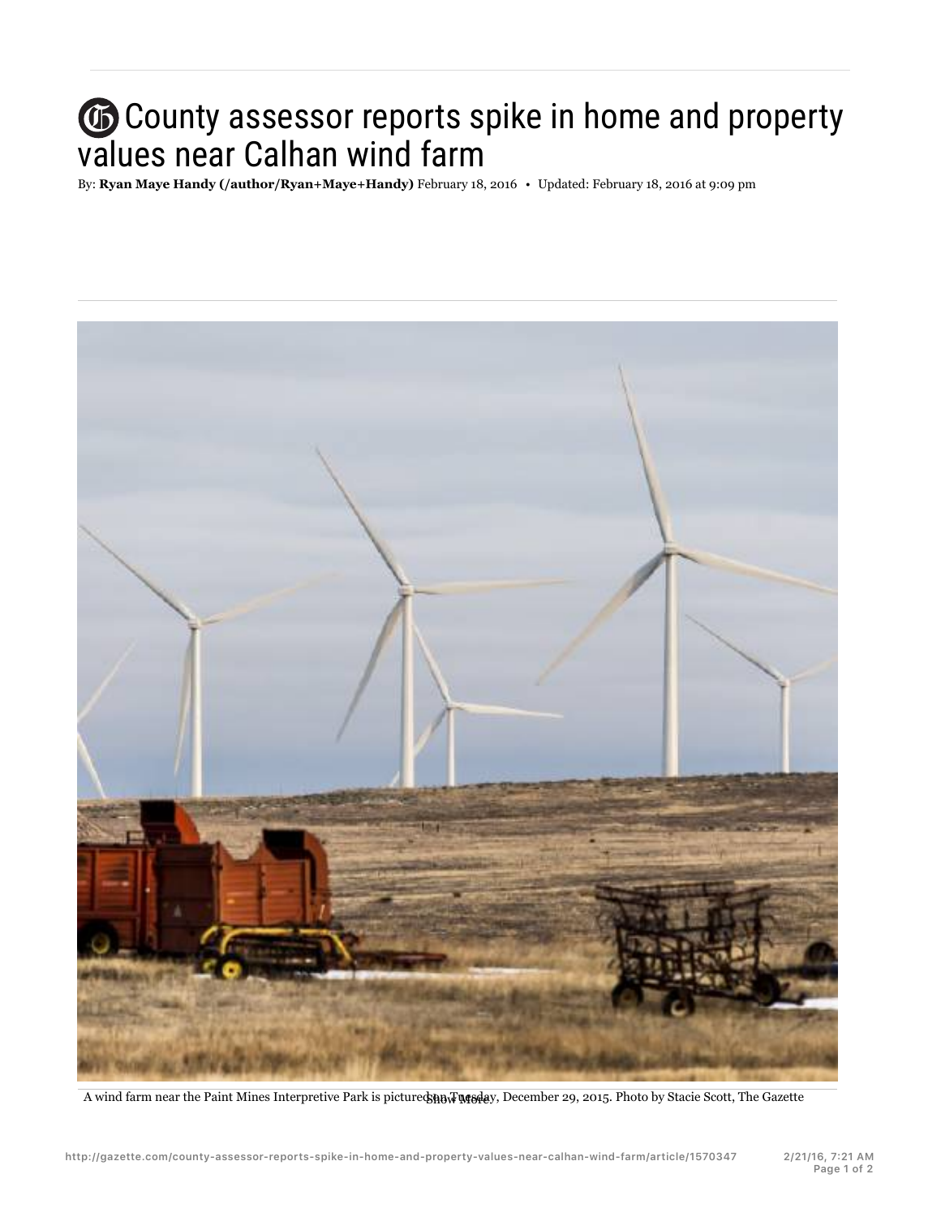# County assessor reports spike in home and property values near Calhan wind farm

By: **Ryan Maye Handy (/author/Ryan+Maye+Handy)** February 18, 2016 • Updated: February 18, 2016 at 9:09 pm

A wind farm near the Paint Mines Interpretive Park is pictured on Tuesday, December 29, 2015. Photo by Stacie Scott, The Gazette

Show More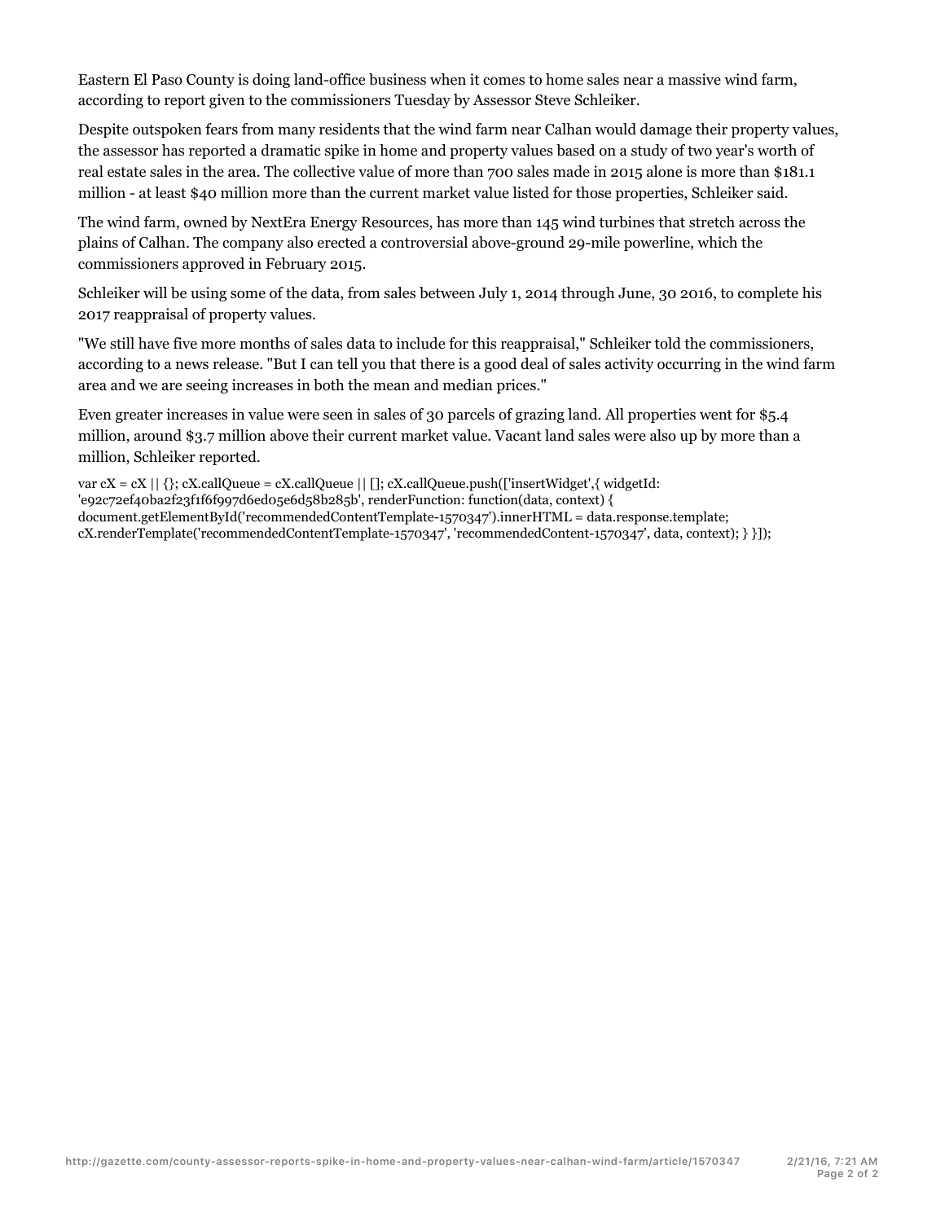Eastern El Paso County is doing land-office business when it comes to home sales near a massive wind farm, according to report given to the commissioners Tuesday by Assessor Steve Schleiker.

Despite outspoken fears from many residents that the wind farm near Calhan would damage their property values, the assessor has reported a dramatic spike in home and property values based on a study of two year's worth of real estate sales in the area. The collective value of more than 700 sales made in 2015 alone is more than $181.1 million - at least $40 million more than the current market value listed for those properties, Schleiker said.

The wind farm, owned by NextEra Energy Resources, has more than 145 wind turbines that stretch across the plains of Calhan. The company also erected a controversial above-ground 29-mile powerline, which the commissioners approved in February 2015.

Schleiker will be using some of the data, from sales between July 1, 2014 through June, 30 2016, to complete his 2017 reappraisal of property values.

"We still have five more months of sales data to include for this reappraisal," Schleiker told the commissioners, according to a news release. "But I can tell you that there is a good deal of sales activity occurring in the wind farm area and we are seeing increases in both the mean and median prices."

Even greater increases in value were seen in sales of 30 parcels of grazing land. All properties went for $5.4 million, around $3.7 million above their current market value. Vacant land sales were also up by more than a million, Schleiker reported.

```
var cX = cX || {}; cX.callQueue = cX.callQueue || []; cX.callQueue.push(['insertWidget',{ widgetId: 'e92c72ef40ba2f23f1f6f997d6ed05e6d58b285b', renderFunction: function(data, context) { document.getElementById('recommendedContentTemplate-1570347').innerHTML = data.response.template; cX.renderTemplate('recommendedContentTemplate-1570347', 'recommendedContent-1570347', data, context); } }]);
```